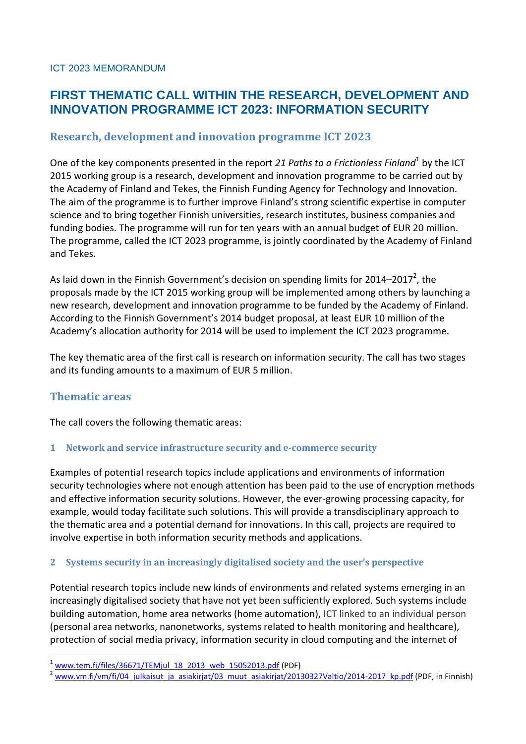ICT 2023 MEMORANDUM

# FIRST THEMATIC CALL WITHIN THE RESEARCH, DEVELOPMENT AND INNOVATION PROGRAMME ICT 2023: INFORMATION SECURITY

## Research, development and innovation programme ICT 2023

One of the key components presented in the report *21 Paths to a Frictionless Finland*[1] by the ICT 2015 working group is a research, development and innovation programme to be carried out by the Academy of Finland and Tekes, the Finnish Funding Agency for Technology and Innovation. The aim of the programme is to further improve Finland's strong scientific expertise in computer science and to bring together Finnish universities, research institutes, business companies and funding bodies. The programme will run for ten years with an annual budget of EUR 20 million. The programme, called the ICT 2023 programme, is jointly coordinated by the Academy of Finland and Tekes.

As laid down in the Finnish Government's decision on spending limits for 2014–2017[2], the proposals made by the ICT 2015 working group will be implemented among others by launching a new research, development and innovation programme to be funded by the Academy of Finland. According to the Finnish Government's 2014 budget proposal, at least EUR 10 million of the Academy's allocation authority for 2014 will be used to implement the ICT 2023 programme.

The key thematic area of the first call is research on information security. The call has two stages and its funding amounts to a maximum of EUR 5 million.

## Thematic areas

The call covers the following thematic areas:

### 1 Network and service infrastructure security and e-commerce security

Examples of potential research topics include applications and environments of information security technologies where not enough attention has been paid to the use of encryption methods and effective information security solutions. However, the ever-growing processing capacity, for example, would today facilitate such solutions. This will provide a transdisciplinary approach to the thematic area and a potential demand for innovations. In this call, projects are required to involve expertise in both information security methods and applications.

### 2 Systems security in an increasingly digitalised society and the user's perspective

Potential research topics include new kinds of environments and related systems emerging in an increasingly digitalised society that have not yet been sufficiently explored. Such systems include building automation, home area networks (home automation), ICT linked to an individual person (personal area networks, nanonetworks, systems related to health monitoring and healthcare), protection of social media privacy, information security in cloud computing and the internet of

---

[1] www.tem.fi/files/36671/TEMjul_18_2013_web_15052013.pdf (PDF)

[2] www.vm.fi/vm/fi/04_julkaisut_ja_asiakirjat/03_muut_asiakirjat/20130327Valtio/2014-2017_kp.pdf (PDF, in Finnish)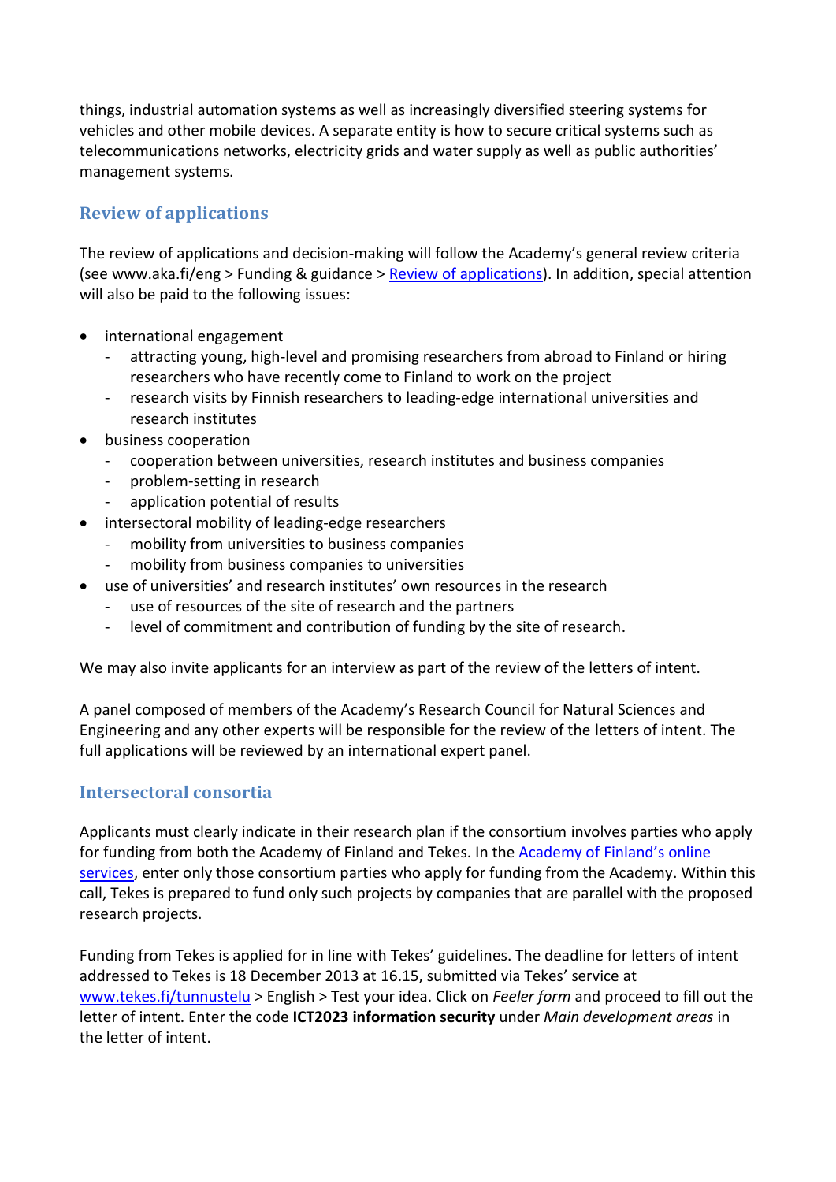things, industrial automation systems as well as increasingly diversified steering systems for vehicles and other mobile devices. A separate entity is how to secure critical systems such as telecommunications networks, electricity grids and water supply as well as public authorities' management systems.

## Review of applications

The review of applications and decision-making will follow the Academy's general review criteria (see www.aka.fi/eng > Funding & guidance > Review of applications). In addition, special attention will also be paid to the following issues:

- international engagement
  - attracting young, high-level and promising researchers from abroad to Finland or hiring researchers who have recently come to Finland to work on the project
  - research visits by Finnish researchers to leading-edge international universities and research institutes
- business cooperation
  - cooperation between universities, research institutes and business companies
  - problem-setting in research
  - application potential of results
- intersectoral mobility of leading-edge researchers
  - mobility from universities to business companies
  - mobility from business companies to universities
- use of universities' and research institutes' own resources in the research
  - use of resources of the site of research and the partners
  - level of commitment and contribution of funding by the site of research.

We may also invite applicants for an interview as part of the review of the letters of intent.

A panel composed of members of the Academy's Research Council for Natural Sciences and Engineering and any other experts will be responsible for the review of the letters of intent. The full applications will be reviewed by an international expert panel.

## Intersectoral consortia

Applicants must clearly indicate in their research plan if the consortium involves parties who apply for funding from both the Academy of Finland and Tekes. In the Academy of Finland's online services, enter only those consortium parties who apply for funding from the Academy. Within this call, Tekes is prepared to fund only such projects by companies that are parallel with the proposed research projects.

Funding from Tekes is applied for in line with Tekes' guidelines. The deadline for letters of intent addressed to Tekes is 18 December 2013 at 16.15, submitted via Tekes' service at www.tekes.fi/tunnustelu > English > Test your idea. Click on *Feeler form* and proceed to fill out the letter of intent. Enter the code **ICT2023 information security** under *Main development areas* in the letter of intent.